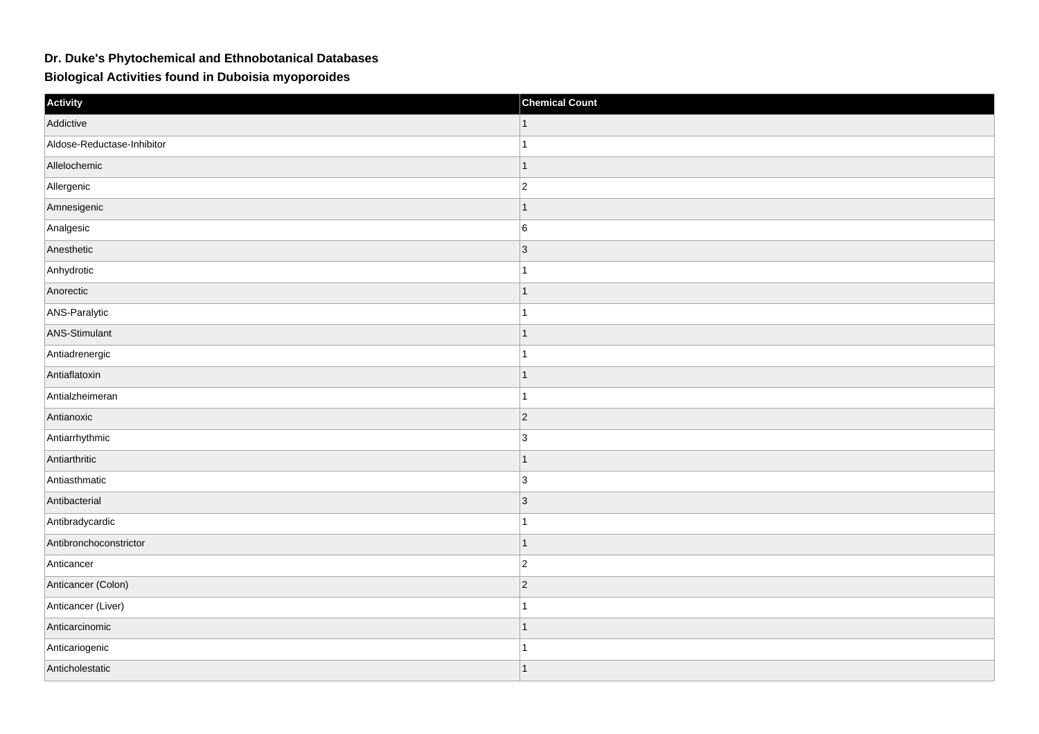# Dr. Duke's Phytochemical and Ethnobotanical Databases

## Biological Activities found in Duboisia myoporoides

| Activity | Chemical Count |
| --- | --- |
| Addictive | 1 |
| Aldose-Reductase-Inhibitor | 1 |
| Allelochemic | 1 |
| Allergenic | 2 |
| Amnesigenic | 1 |
| Analgesic | 6 |
| Anesthetic | 3 |
| Anhydrotic | 1 |
| Anorectic | 1 |
| ANS-Paralytic | 1 |
| ANS-Stimulant | 1 |
| Antiadrenergic | 1 |
| Antiaflatoxin | 1 |
| Antialzheimeran | 1 |
| Antianoxic | 2 |
| Antiarrhythmic | 3 |
| Antiarthritic | 1 |
| Antiasthmatic | 3 |
| Antibacterial | 3 |
| Antibradycardic | 1 |
| Antibronchoconstrictor | 1 |
| Anticancer | 2 |
| Anticancer (Colon) | 2 |
| Anticancer (Liver) | 1 |
| Anticarcinomic | 1 |
| Anticariogenic | 1 |
| Anticholestatic | 1 |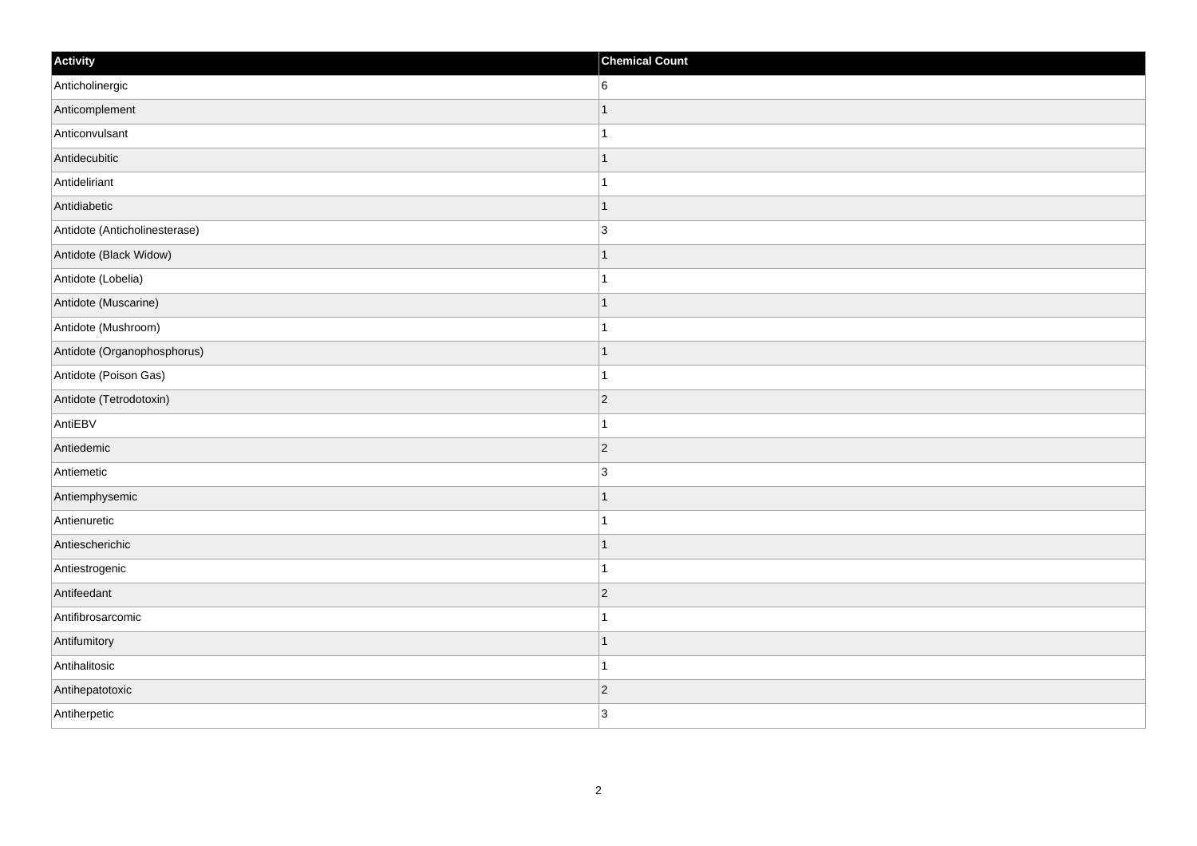| Activity | Chemical Count |
| --- | --- |
| Anticholinergic | 6 |
| Anticomplement | 1 |
| Anticonvulsant | 1 |
| Antidecubitic | 1 |
| Antideliriant | 1 |
| Antidiabetic | 1 |
| Antidote (Anticholinesterase) | 3 |
| Antidote (Black Widow) | 1 |
| Antidote (Lobelia) | 1 |
| Antidote (Muscarine) | 1 |
| Antidote (Mushroom) | 1 |
| Antidote (Organophosphorus) | 1 |
| Antidote (Poison Gas) | 1 |
| Antidote (Tetrodotoxin) | 2 |
| AntiEBV | 1 |
| Antiedemic | 2 |
| Antiemetic | 3 |
| Antiemphysemic | 1 |
| Antienuretic | 1 |
| Antiescherichic | 1 |
| Antiestrogenic | 1 |
| Antifeedant | 2 |
| Antifibrosarcomic | 1 |
| Antifumitory | 1 |
| Antihalitosic | 1 |
| Antihepatotoxic | 2 |
| Antiherpetic | 3 |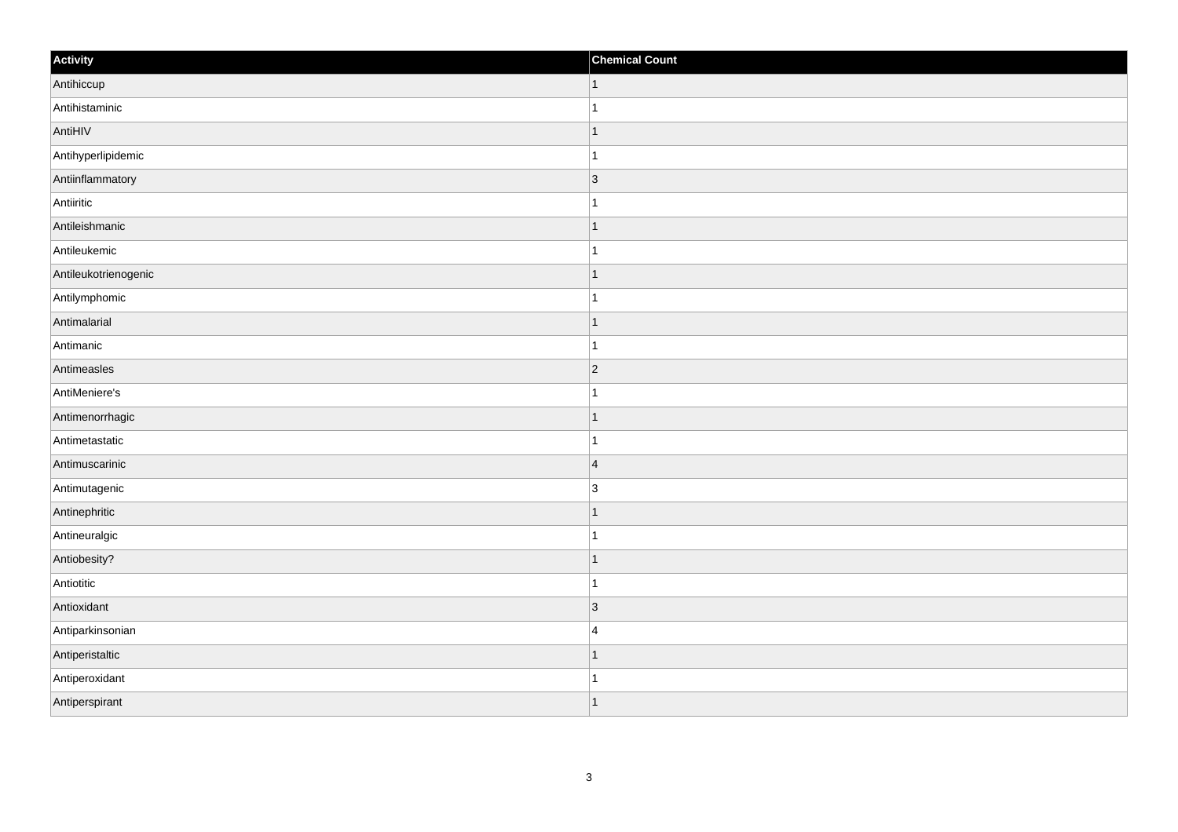| Activity | Chemical Count |
| --- | --- |
| Antihiccup | 1 |
| Antihistaminic | 1 |
| AntiHIV | 1 |
| Antihyperlipidemic | 1 |
| Antiinflammatory | 3 |
| Antiiritic | 1 |
| Antileishmanic | 1 |
| Antileukemic | 1 |
| Antileukotrienogenic | 1 |
| Antilymphomic | 1 |
| Antimalarial | 1 |
| Antimanic | 1 |
| Antimeasles | 2 |
| AntiMeniere's | 1 |
| Antimenorrhagic | 1 |
| Antimetastatic | 1 |
| Antimuscarinic | 4 |
| Antimutagenic | 3 |
| Antinephritic | 1 |
| Antineuralgic | 1 |
| Antiobesity? | 1 |
| Antiotitic | 1 |
| Antioxidant | 3 |
| Antiparkinsonian | 4 |
| Antiperistaltic | 1 |
| Antiperoxidant | 1 |
| Antiperspirant | 1 |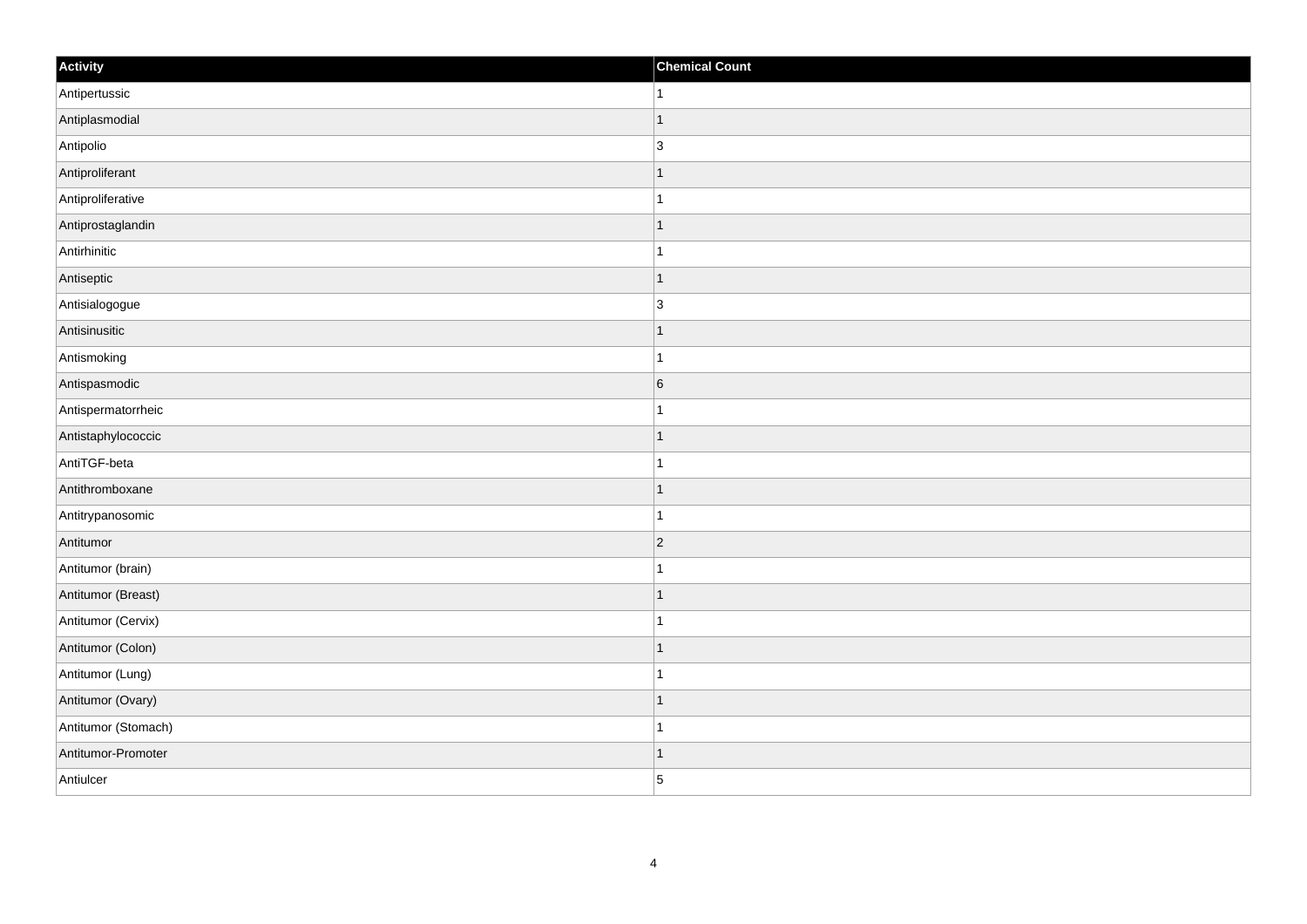| Activity | Chemical Count |
| --- | --- |
| Antipertussic | 1 |
| Antiplasmodial | 1 |
| Antipolio | 3 |
| Antiproliferant | 1 |
| Antiproliferative | 1 |
| Antiprostaglandin | 1 |
| Antirhinitic | 1 |
| Antiseptic | 1 |
| Antisialogogue | 3 |
| Antisinusitic | 1 |
| Antismoking | 1 |
| Antispasmodic | 6 |
| Antispermatorrheic | 1 |
| Antistaphylococcic | 1 |
| AntiTGF-beta | 1 |
| Antithromboxane | 1 |
| Antitrypanosomic | 1 |
| Antitumor | 2 |
| Antitumor (brain) | 1 |
| Antitumor (Breast) | 1 |
| Antitumor (Cervix) | 1 |
| Antitumor (Colon) | 1 |
| Antitumor (Lung) | 1 |
| Antitumor (Ovary) | 1 |
| Antitumor (Stomach) | 1 |
| Antitumor-Promoter | 1 |
| Antiulcer | 5 |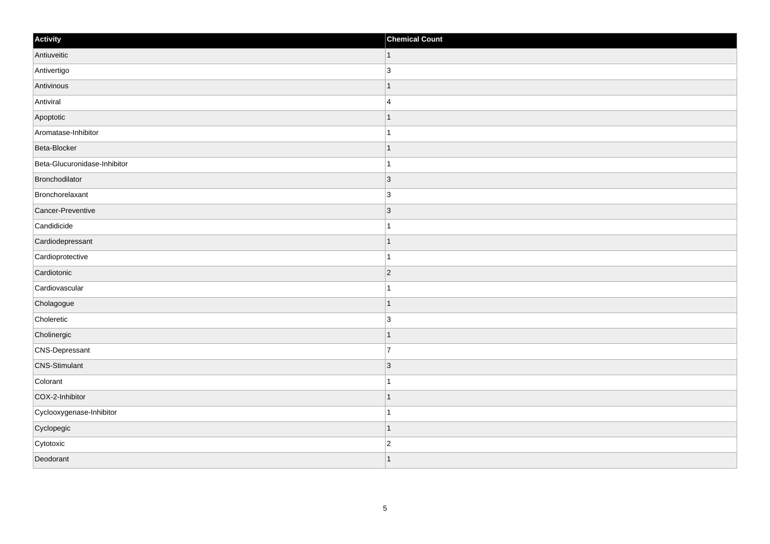| Activity | Chemical Count |
| --- | --- |
| Antiuveitic | 1 |
| Antivertigo | 3 |
| Antivinous | 1 |
| Antiviral | 4 |
| Apoptotic | 1 |
| Aromatase-Inhibitor | 1 |
| Beta-Blocker | 1 |
| Beta-Glucuronidase-Inhibitor | 1 |
| Bronchodilator | 3 |
| Bronchorelaxant | 3 |
| Cancer-Preventive | 3 |
| Candidicide | 1 |
| Cardiodepressant | 1 |
| Cardioprotective | 1 |
| Cardiotonic | 2 |
| Cardiovascular | 1 |
| Cholagogue | 1 |
| Choleretic | 3 |
| Cholinergic | 1 |
| CNS-Depressant | 7 |
| CNS-Stimulant | 3 |
| Colorant | 1 |
| COX-2-Inhibitor | 1 |
| Cyclooxygenase-Inhibitor | 1 |
| Cyclopegic | 1 |
| Cytotoxic | 2 |
| Deodorant | 1 |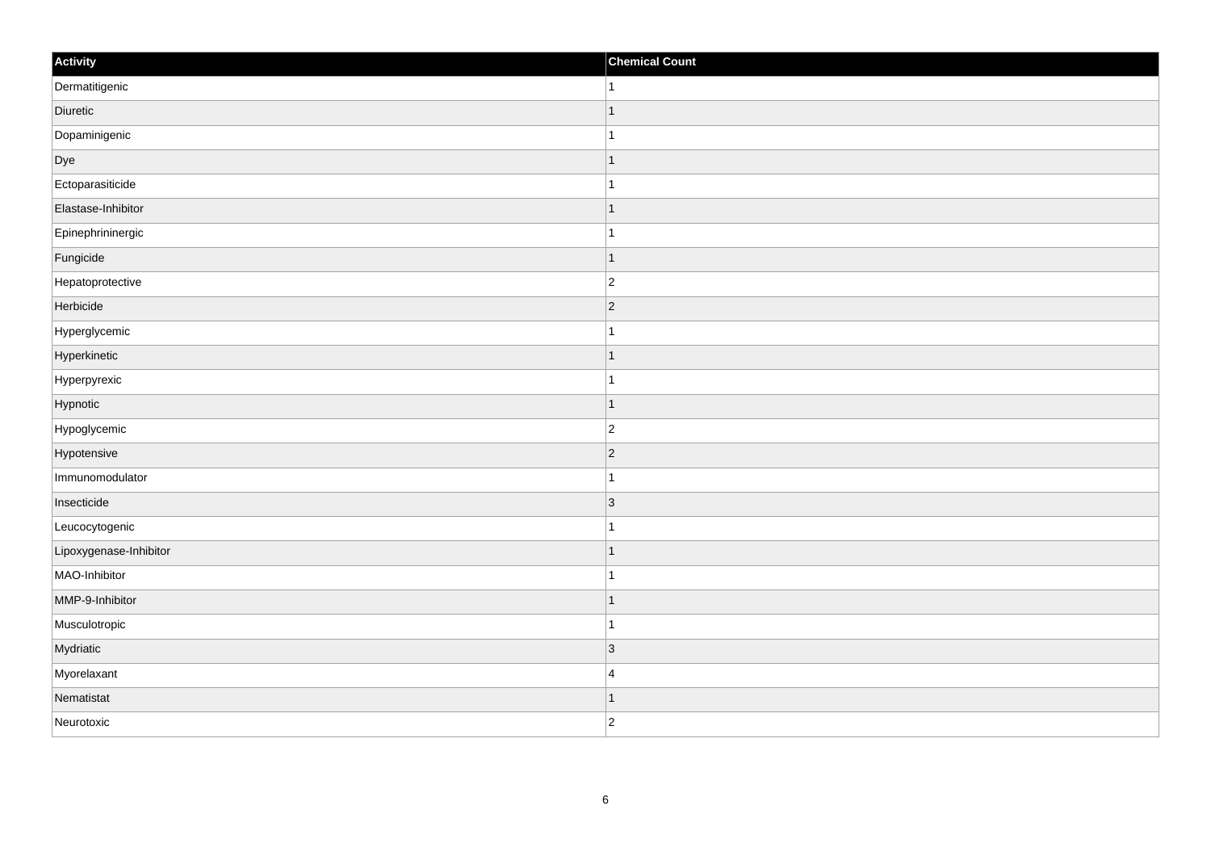| Activity | Chemical Count |
| --- | --- |
| Dermatitigenic | 1 |
| Diuretic | 1 |
| Dopaminigenic | 1 |
| Dye | 1 |
| Ectoparasiticide | 1 |
| Elastase-Inhibitor | 1 |
| Epinephrininergic | 1 |
| Fungicide | 1 |
| Hepatoprotective | 2 |
| Herbicide | 2 |
| Hyperglycemic | 1 |
| Hyperkinetic | 1 |
| Hyperpyrexic | 1 |
| Hypnotic | 1 |
| Hypoglycemic | 2 |
| Hypotensive | 2 |
| Immunomodulator | 1 |
| Insecticide | 3 |
| Leucocytogenic | 1 |
| Lipoxygenase-Inhibitor | 1 |
| MAO-Inhibitor | 1 |
| MMP-9-Inhibitor | 1 |
| Musculotropic | 1 |
| Mydriatic | 3 |
| Myorelaxant | 4 |
| Nematistat | 1 |
| Neurotoxic | 2 |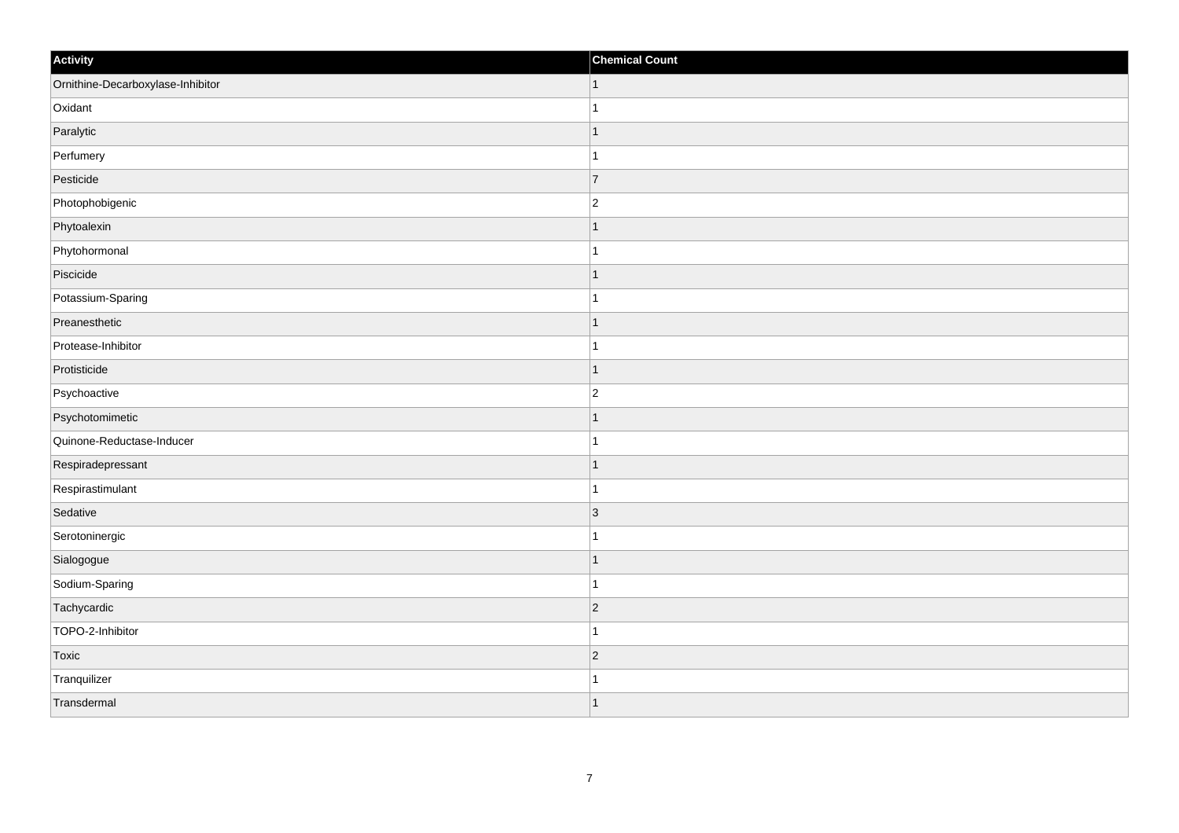| Activity | Chemical Count |
| --- | --- |
| Ornithine-Decarboxylase-Inhibitor | 1 |
| Oxidant | 1 |
| Paralytic | 1 |
| Perfumery | 1 |
| Pesticide | 7 |
| Photophobigenic | 2 |
| Phytoalexin | 1 |
| Phytohormonal | 1 |
| Piscicide | 1 |
| Potassium-Sparing | 1 |
| Preanesthetic | 1 |
| Protease-Inhibitor | 1 |
| Protisticide | 1 |
| Psychoactive | 2 |
| Psychotomimetic | 1 |
| Quinone-Reductase-Inducer | 1 |
| Respiradepressant | 1 |
| Respirastimulant | 1 |
| Sedative | 3 |
| Serotoninergic | 1 |
| Sialogogue | 1 |
| Sodium-Sparing | 1 |
| Tachycardic | 2 |
| TOPO-2-Inhibitor | 1 |
| Toxic | 2 |
| Tranquilizer | 1 |
| Transdermal | 1 |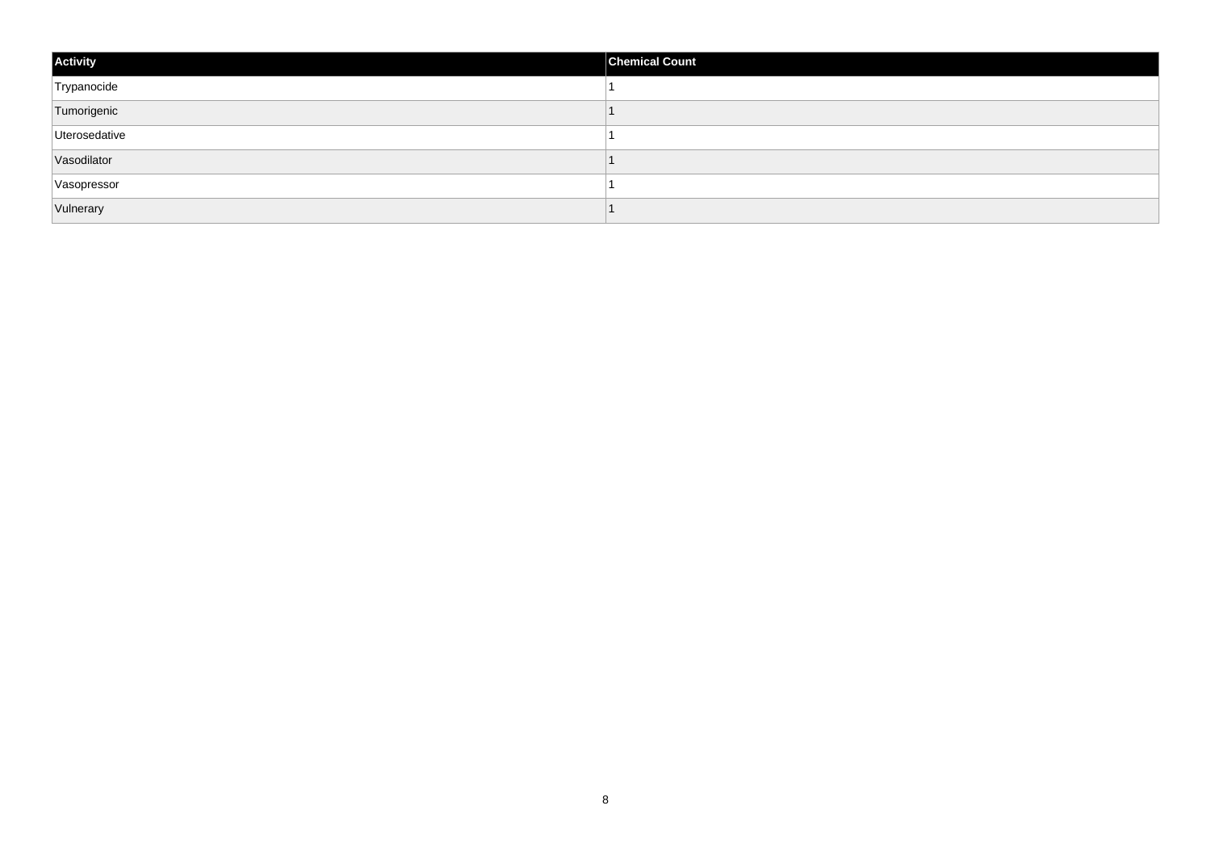| Activity | Chemical Count |
| --- | --- |
| Trypanocide | 1 |
| Tumorigenic | 1 |
| Uterosedative | 1 |
| Vasodilator | 1 |
| Vasopressor | 1 |
| Vulnerary | 1 |